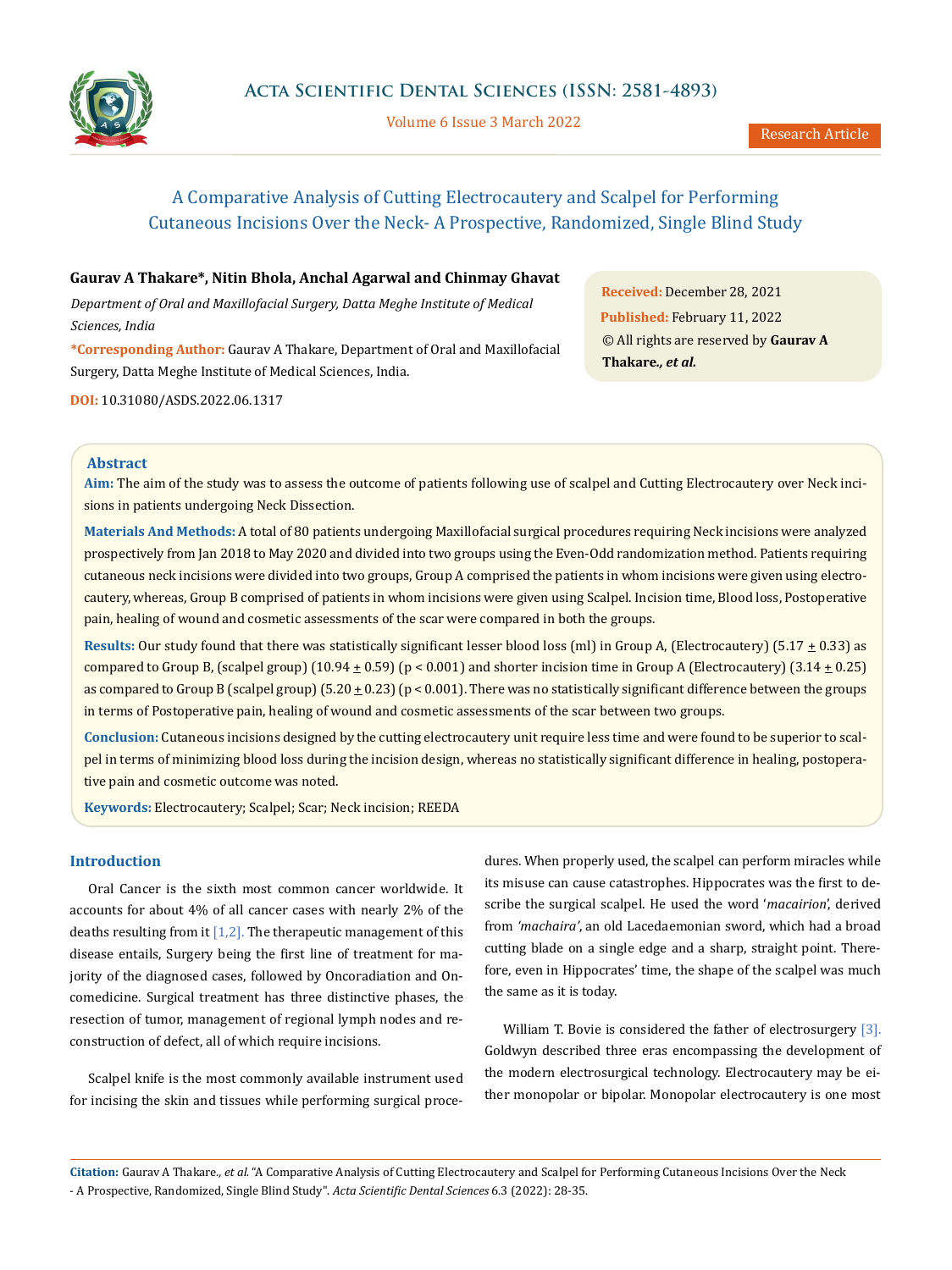# A Comparative Analysis of Cutting Electrocautery and Scalpel for Performing Cutaneous Incisions Over the Neck- A Prospective, Randomized, Single Blind Study

**Gaurav A Thakare*, Nitin Bhola, Anchal Agarwal and Chinmay Ghavat**

*Department of Oral and Maxillofacial Surgery, Datta Meghe Institute of Medical Sciences, India*

**\*Corresponding Author:** Gaurav A Thakare, Department of Oral and Maxillofacial Surgery, Datta Meghe Institute of Medical Sciences, India.

**DOI:** 10.31080/ASDS.2022.06.1317

**Received:** December 28, 2021
**Published:** February 11, 2022
© All rights are reserved by **Gaurav A Thakare*., et al.***

## Abstract

**Aim:** The aim of the study was to assess the outcome of patients following use of scalpel and Cutting Electrocautery over Neck incisions in patients undergoing Neck Dissection.

**Materials And Methods:** A total of 80 patients undergoing Maxillofacial surgical procedures requiring Neck incisions were analyzed prospectively from Jan 2018 to May 2020 and divided into two groups using the Even-Odd randomization method. Patients requiring cutaneous neck incisions were divided into two groups, Group A comprised the patients in whom incisions were given using electrocautery, whereas, Group B comprised of patients in whom incisions were given using Scalpel. Incision time, Blood loss, Postoperative pain, healing of wound and cosmetic assessments of the scar were compared in both the groups.

**Results:** Our study found that there was statistically significant lesser blood loss (ml) in Group A, (Electrocautery) (5.17 $\pm$ 0.33) as compared to Group B, (scalpel group) (10.94 $\pm$ 0.59) ($p < 0.001$) and shorter incision time in Group A (Electrocautery) (3.14 $\pm$ 0.25) as compared to Group B (scalpel group) (5.20 $\pm$ 0.23) ($p < 0.001$). There was no statistically significant difference between the groups in terms of Postoperative pain, healing of wound and cosmetic assessments of the scar between two groups.

**Conclusion:** Cutaneous incisions designed by the cutting electrocautery unit require less time and were found to be superior to scalpel in terms of minimizing blood loss during the incision design, whereas no statistically significant difference in healing, postoperative pain and cosmetic outcome was noted.

**Keywords:** Electrocautery; Scalpel; Scar; Neck incision; REEDA

## Introduction

Oral Cancer is the sixth most common cancer worldwide. It accounts for about 4% of all cancer cases with nearly 2% of the deaths resulting from it [1,2]. The therapeutic management of this disease entails, Surgery being the first line of treatment for majority of the diagnosed cases, followed by Oncoradiation and Oncomedicine. Surgical treatment has three distinctive phases, the resection of tumor, management of regional lymph nodes and reconstruction of defect, all of which require incisions.

Scalpel knife is the most commonly available instrument used for incising the skin and tissues while performing surgical procedures. When properly used, the scalpel can perform miracles while its misuse can cause catastrophes. Hippocrates was the first to describe the surgical scalpel. He used the word '*macairion*', derived from *'machaira'*, an old Lacedaemonian sword, which had a broad cutting blade on a single edge and a sharp, straight point. Therefore, even in Hippocrates' time, the shape of the scalpel was much the same as it is today.

William T. Bovie is considered the father of electrosurgery [3]. Goldwyn described three eras encompassing the development of the modern electrosurgical technology. Electrocautery may be either monopolar or bipolar. Monopolar electrocautery is one most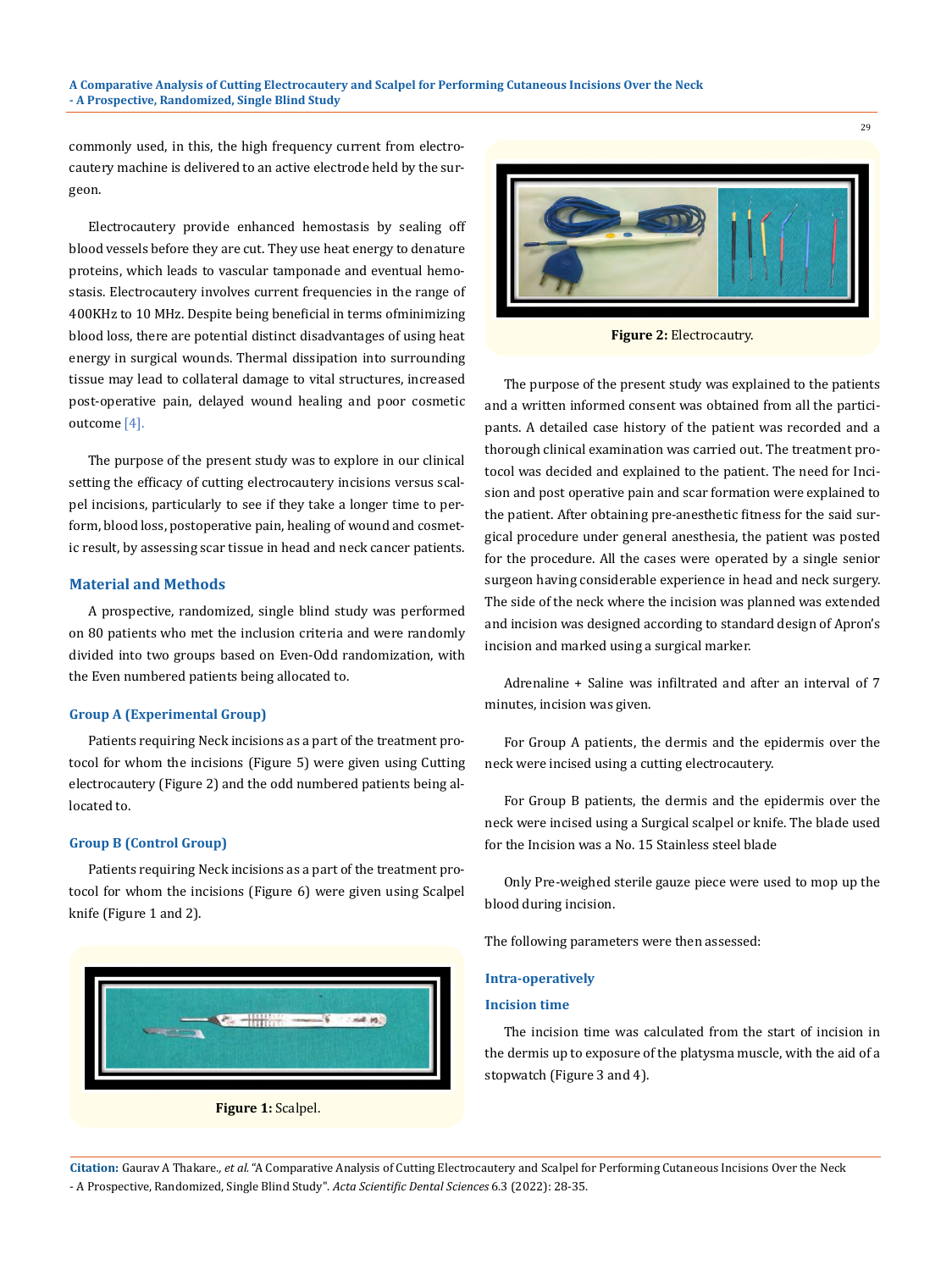commonly used, in this, the high frequency current from electrocautery machine is delivered to an active electrode held by the surgeon.

Electrocautery provide enhanced hemostasis by sealing off blood vessels before they are cut. They use heat energy to denature proteins, which leads to vascular tamponade and eventual hemostasis. Electrocautery involves current frequencies in the range of 400KHz to 10 MHz. Despite being beneficial in terms ofminimizing blood loss, there are potential distinct disadvantages of using heat energy in surgical wounds. Thermal dissipation into surrounding tissue may lead to collateral damage to vital structures, increased post-operative pain, delayed wound healing and poor cosmetic outcome [4].

The purpose of the present study was to explore in our clinical setting the efficacy of cutting electrocautery incisions versus scalpel incisions, particularly to see if they take a longer time to perform, blood loss, postoperative pain, healing of wound and cosmetic result, by assessing scar tissue in head and neck cancer patients.

## Material and Methods

A prospective, randomized, single blind study was performed on 80 patients who met the inclusion criteria and were randomly divided into two groups based on Even-Odd randomization, with the Even numbered patients being allocated to.

### Group A (Experimental Group)

Patients requiring Neck incisions as a part of the treatment protocol for whom the incisions (Figure 5) were given using Cutting electrocautery (Figure 2) and the odd numbered patients being allocated to.

### Group B (Control Group)

Patients requiring Neck incisions as a part of the treatment protocol for whom the incisions (Figure 6) were given using Scalpel knife (Figure 1 and 2).

**Figure 1:** Scalpel.

**Figure 2:** Electrocautry.

The purpose of the present study was explained to the patients and a written informed consent was obtained from all the participants. A detailed case history of the patient was recorded and a thorough clinical examination was carried out. The treatment protocol was decided and explained to the patient. The need for Incision and post operative pain and scar formation were explained to the patient. After obtaining pre-anesthetic fitness for the said surgical procedure under general anesthesia, the patient was posted for the procedure. All the cases were operated by a single senior surgeon having considerable experience in head and neck surgery. The side of the neck where the incision was planned was extended and incision was designed according to standard design of Apron's incision and marked using a surgical marker.

Adrenaline + Saline was infiltrated and after an interval of 7 minutes, incision was given.

For Group A patients, the dermis and the epidermis over the neck were incised using a cutting electrocautery.

For Group B patients, the dermis and the epidermis over the neck were incised using a Surgical scalpel or knife. The blade used for the Incision was a No. 15 Stainless steel blade

Only Pre-weighed sterile gauze piece were used to mop up the blood during incision.

The following parameters were then assessed:

### Intra-operatively

### Incision time

The incision time was calculated from the start of incision in the dermis up to exposure of the platysma muscle, with the aid of a stopwatch (Figure 3 and 4).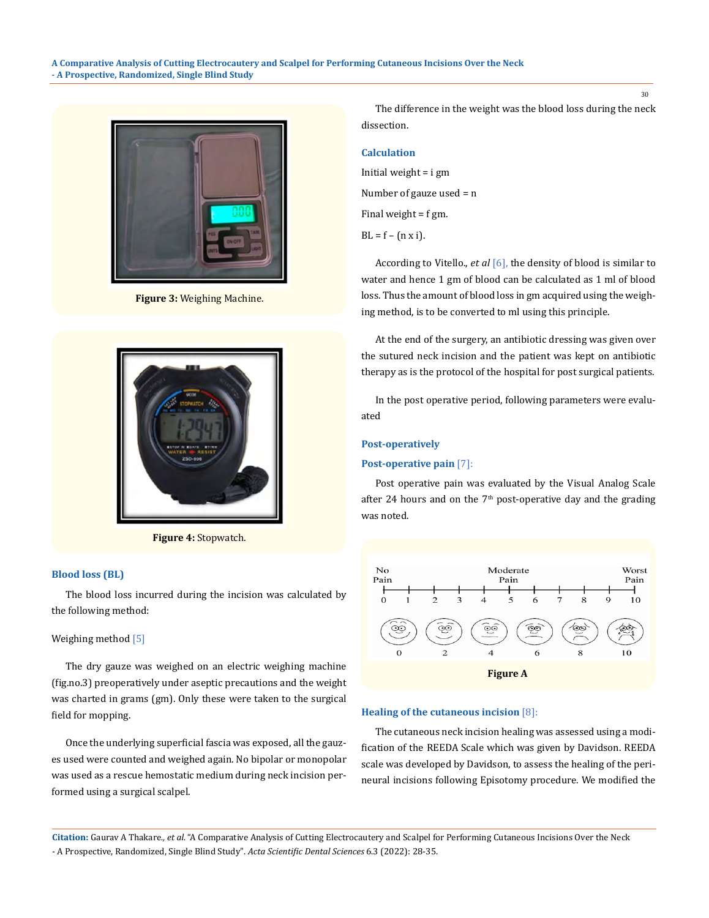Figure 3: Weighing Machine.

Figure 4: Stopwatch.

### Blood loss (BL)

The blood loss incurred during the incision was calculated by the following method:

Weighing method [5]

The dry gauze was weighed on an electric weighing machine (fig.no.3) preoperatively under aseptic precautions and the weight was charted in grams (gm). Only these were taken to the surgical field for mopping.

Once the underlying superficial fascia was exposed, all the gauzes used were counted and weighed again. No bipolar or monopolar was used as a rescue hemostatic medium during neck incision performed using a surgical scalpel.

The difference in the weight was the blood loss during the neck dissection.

### Calculation

Initial weight = i gm

Number of gauze used = n

Final weight = f gm.

BL = f – (n x i).

According to Vitello., *et al* [6], the density of blood is similar to water and hence 1 gm of blood can be calculated as 1 ml of blood loss. Thus the amount of blood loss in gm acquired using the weighing method, is to be converted to ml using this principle.

At the end of the surgery, an antibiotic dressing was given over the sutured neck incision and the patient was kept on antibiotic therapy as is the protocol of the hospital for post surgical patients.

In the post operative period, following parameters were evaluated

### Post-operatively

### Post-operative pain [7]:

Post operative pain was evaluated by the Visual Analog Scale after 24 hours and on the 7th post-operative day and the grading was noted.

Figure A

### Healing of the cutaneous incision [8]:

The cutaneous neck incision healing was assessed using a modification of the REEDA Scale which was given by Davidson. REEDA scale was developed by Davidson, to assess the healing of the perineural incisions following Episotomy procedure. We modified the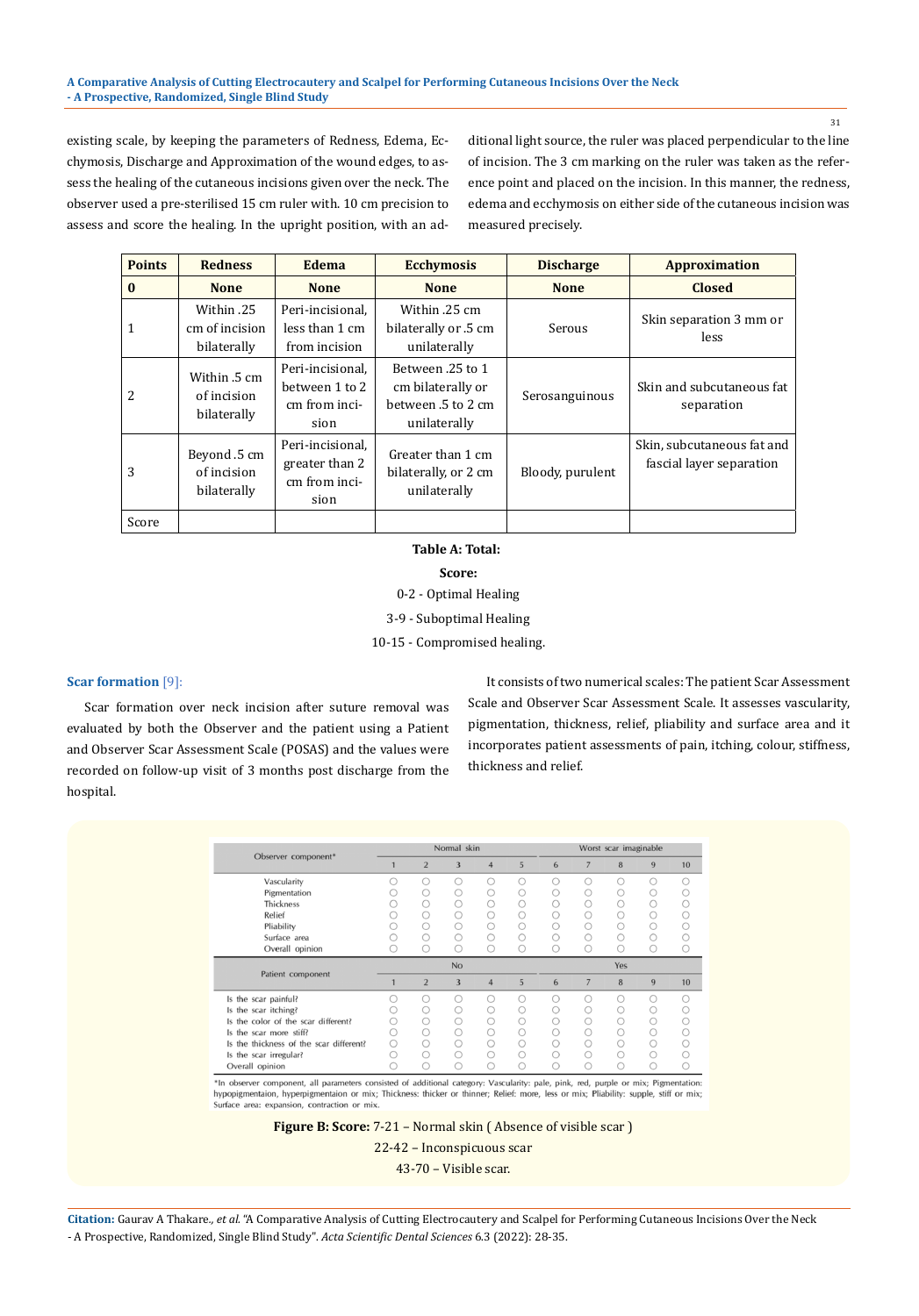existing scale, by keeping the parameters of Redness, Edema, Ecchymosis, Discharge and Approximation of the wound edges, to assess the healing of the cutaneous incisions given over the neck. The observer used a pre-sterilised 15 cm ruler with. 10 cm precision to assess and score the healing. In the upright position, with an additional light source, the ruler was placed perpendicular to the line of incision. The 3 cm marking on the ruler was taken as the reference point and placed on the incision. In this manner, the redness, edema and ecchymosis on either side of the cutaneous incision was measured precisely.

| Points | Redness | Edema | Ecchymosis | Discharge | Approximation |
|---|---|---|---|---|---|
| **0** | **None** | **None** | **None** | **None** | **Closed** |
| 1 | Within .25 cm of incision bilaterally | Peri-incisional, less than 1 cm from incision | Within .25 cm bilaterally or .5 cm unilaterally | Serous | Skin separation 3 mm or less |
| 2 | Within .5 cm of incision bilaterally | Peri-incisional, between 1 to 2 cm from incision | Between .25 to 1 cm bilaterally or between .5 to 2 cm unilaterally | Serosanguinous | Skin and subcutaneous fat separation |
| 3 | Beyond .5 cm of incision bilaterally | Peri-incisional, greater than 2 cm from incision | Greater than 1 cm bilaterally, or 2 cm unilaterally | Bloody, purulent | Skin, subcutaneous fat and fascial layer separation |
| Score | | | | | |

**Table A: Total:**

**Score:**

0-2 - Optimal Healing

3-9 - Suboptimal Healing

10-15 - Compromised healing.

### Scar formation [9]:

Scar formation over neck incision after suture removal was evaluated by both the Observer and the patient using a Patient and Observer Scar Assessment Scale (POSAS) and the values were recorded on follow-up visit of 3 months post discharge from the hospital.

It consists of two numerical scales: The patient Scar Assessment Scale and Observer Scar Assessment Scale. It assesses vascularity, pigmentation, thickness, relief, pliability and surface area and it incorporates patient assessments of pain, itching, colour, stiffness, thickness and relief.

| Observer component* | Normal skin | | | | | Worst scar imaginable | | | | |
|---|---|---|---|---|---|---|---|---|---|---|
| | 1 | 2 | 3 | 4 | 5 | 6 | 7 | 8 | 9 | 10 |
| Vascularity | ○ | ○ | ○ | ○ | ○ | ○ | ○ | ○ | ○ | ○ |
| Pigmentation | ○ | ○ | ○ | ○ | ○ | ○ | ○ | ○ | ○ | ○ |
| Thickness | ○ | ○ | ○ | ○ | ○ | ○ | ○ | ○ | ○ | ○ |
| Relief | ○ | ○ | ○ | ○ | ○ | ○ | ○ | ○ | ○ | ○ |
| Pliability | ○ | ○ | ○ | ○ | ○ | ○ | ○ | ○ | ○ | ○ |
| Surface area | ○ | ○ | ○ | ○ | ○ | ○ | ○ | ○ | ○ | ○ |
| Overall opinion | ○ | ○ | ○ | ○ | ○ | ○ | ○ | ○ | ○ | ○ |
| **Patient component** | No | | | | | Yes | | | | |
| | 1 | 2 | 3 | 4 | 5 | 6 | 7 | 8 | 9 | 10 |
| Is the scar painful? | ○ | ○ | ○ | ○ | ○ | ○ | ○ | ○ | ○ | ○ |
| Is the scar itching? | ○ | ○ | ○ | ○ | ○ | ○ | ○ | ○ | ○ | ○ |
| Is the color of the scar different? | ○ | ○ | ○ | ○ | ○ | ○ | ○ | ○ | ○ | ○ |
| Is the scar more stiff? | ○ | ○ | ○ | ○ | ○ | ○ | ○ | ○ | ○ | ○ |
| Is the thickness of the scar different? | ○ | ○ | ○ | ○ | ○ | ○ | ○ | ○ | ○ | ○ |
| Is the scar irregular? | ○ | ○ | ○ | ○ | ○ | ○ | ○ | ○ | ○ | ○ |
| Overall opinion | ○ | ○ | ○ | ○ | ○ | ○ | ○ | ○ | ○ | ○ |

*In observer component, all parameters consisted of additional category: Vascularity: pale, pink, red, purple or mix; Pigmentation: hypopigmentaion, hyperpigmentaion or mix; Thickness: thicker or thinner; Relief: more, less or mix; Pliability: supple, stiff or mix; Surface area: expansion, contraction or mix.

**Figure B: Score:** 7-21 – Normal skin ( Absence of visible scar )

22-42 – Inconspicuous scar

43-70 – Visible scar.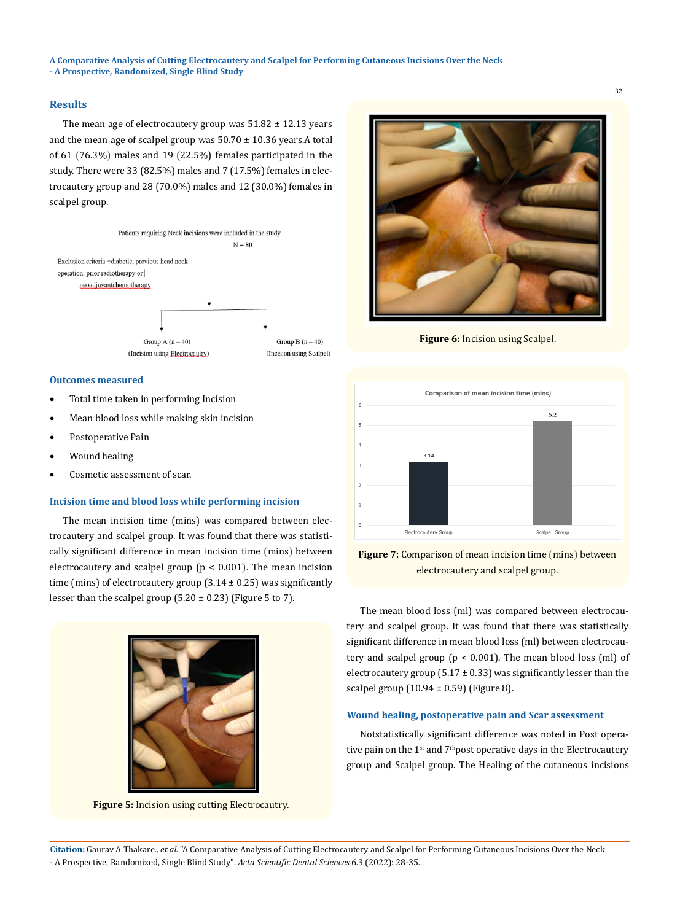## Results

The mean age of electrocautery group was 51.82 ± 12.13 years and the mean age of scalpel group was 50.70 ± 10.36 years.A total of 61 (76.3%) males and 19 (22.5%) females participated in the study. There were 33 (82.5%) males and 7 (17.5%) females in electrocautery group and 28 (70.0%) males and 12 (30.0%) females in scalpel group.

Patients requiring Neck incisions were included in the study
N = 80

Exclusion criteria =diabetic, previous head neck operation, prior radiotherapy or neoadjuvantchemotherapy

Group A (n – 40) (Incision using Electrocautry)

Group B (n – 40) (Incision using Scalpel)

### Outcomes measured

- Total time taken in performing Incision
- Mean blood loss while making skin incision
- Postoperative Pain
- Wound healing
- Cosmetic assessment of scar.

### Incision time and blood loss while performing incision

The mean incision time (mins) was compared between electrocautery and scalpel group. It was found that there was statistically significant difference in mean incision time (mins) between electrocautery and scalpel group ($p < 0.001$). The mean incision time (mins) of electrocautery group (3.14 ± 0.25) was significantly lesser than the scalpel group (5.20 ± 0.23) (Figure 5 to 7).

**Figure 5:** Incision using cutting Electrocautry.

**Figure 6:** Incision using Scalpel.

Comparison of mean incision time (mins)

| | Electrocautery Group | Scalpel Group |
|---|---|---|
| Mean incision time (mins) | 3.14 | 5.2 |

**Figure 7:** Comparison of mean incision time (mins) between electrocautery and scalpel group.

The mean blood loss (ml) was compared between electrocautery and scalpel group. It was found that there was statistically significant difference in mean blood loss (ml) between electrocautery and scalpel group ($p < 0.001$). The mean blood loss (ml) of electrocautery group (5.17 ± 0.33) was significantly lesser than the scalpel group (10.94 ± 0.59) (Figure 8).

### Wound healing, postoperative pain and Scar assessment

Notstatistically significant difference was noted in Post operative pain on the 1st and 7thpost operative days in the Electrocautery group and Scalpel group. The Healing of the cutaneous incisions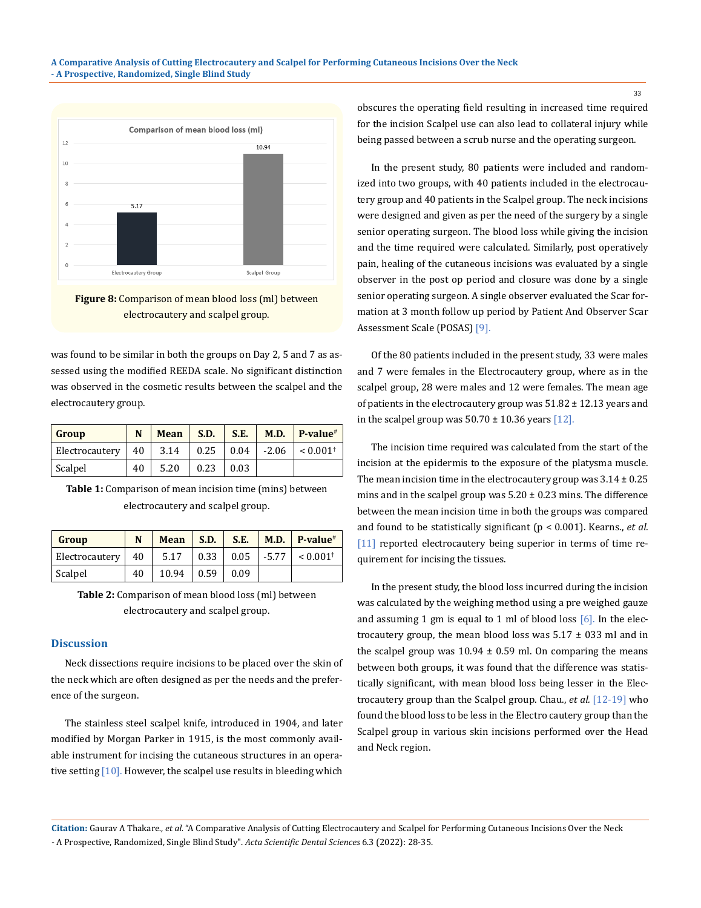Comparison of mean blood loss (ml)

**Figure 8:** Comparison of mean blood loss (ml) between electrocautery and scalpel group.

was found to be similar in both the groups on Day 2, 5 and 7 as assessed using the modified REEDA scale. No significant distinction was observed in the cosmetic results between the scalpel and the electrocautery group.

| Group | N | Mean | S.D. | S.E. | M.D. | P-value# |
|---|---|---|---|---|---|---|
| Electrocautery | 40 | 3.14 | 0.25 | 0.04 | -2.06 | < 0.001† |
| Scalpel | 40 | 5.20 | 0.23 | 0.03 | | |

**Table 1:** Comparison of mean incision time (mins) between electrocautery and scalpel group.

| Group | N | Mean | S.D. | S.E. | M.D. | P-value# |
|---|---|---|---|---|---|---|
| Electrocautery | 40 | 5.17 | 0.33 | 0.05 | -5.77 | < 0.001† |
| Scalpel | 40 | 10.94 | 0.59 | 0.09 | | |

**Table 2:** Comparison of mean blood loss (ml) between electrocautery and scalpel group.

## Discussion

Neck dissections require incisions to be placed over the skin of the neck which are often designed as per the needs and the preference of the surgeon.

The stainless steel scalpel knife, introduced in 1904, and later modified by Morgan Parker in 1915, is the most commonly available instrument for incising the cutaneous structures in an operative setting [10]. However, the scalpel use results in bleeding which obscures the operating field resulting in increased time required for the incision Scalpel use can also lead to collateral injury while being passed between a scrub nurse and the operating surgeon.

In the present study, 80 patients were included and randomized into two groups, with 40 patients included in the electrocautery group and 40 patients in the Scalpel group. The neck incisions were designed and given as per the need of the surgery by a single senior operating surgeon. The blood loss while giving the incision and the time required were calculated. Similarly, post operatively pain, healing of the cutaneous incisions was evaluated by a single observer in the post op period and closure was done by a single senior operating surgeon. A single observer evaluated the Scar formation at 3 month follow up period by Patient And Observer Scar Assessment Scale (POSAS) [9].

Of the 80 patients included in the present study, 33 were males and 7 were females in the Electrocautery group, where as in the scalpel group, 28 were males and 12 were females. The mean age of patients in the electrocautery group was 51.82 ± 12.13 years and in the scalpel group was 50.70 ± 10.36 years [12].

The incision time required was calculated from the start of the incision at the epidermis to the exposure of the platysma muscle. The mean incision time in the electrocautery group was 3.14 ± 0.25 mins and in the scalpel group was 5.20 ± 0.23 mins. The difference between the mean incision time in both the groups was compared and found to be statistically significant ($p < 0.001$). Kearns., *et al.* [11] reported electrocautery being superior in terms of time requirement for incising the tissues.

In the present study, the blood loss incurred during the incision was calculated by the weighing method using a pre weighed gauze and assuming 1 gm is equal to 1 ml of blood loss [6]. In the electrocautery group, the mean blood loss was 5.17 ± 033 ml and in the scalpel group was 10.94 ± 0.59 ml. On comparing the means between both groups, it was found that the difference was statistically significant, with mean blood loss being lesser in the Electrocautery group than the Scalpel group. Chau., *et al.* [12-19] who found the blood loss to be less in the Electro cautery group than the Scalpel group in various skin incisions performed over the Head and Neck region.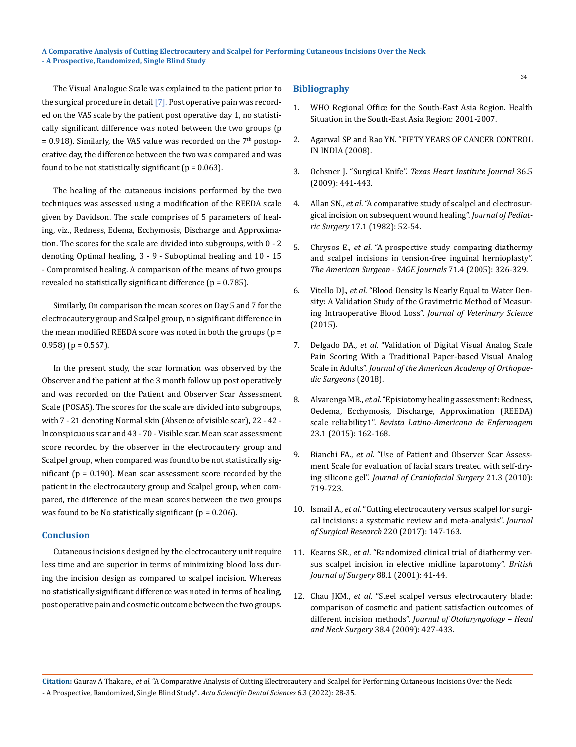The Visual Analogue Scale was explained to the patient prior to the surgical procedure in detail [7]. Post operative pain was recorded on the VAS scale by the patient post operative day 1, no statistically significant difference was noted between the two groups ($p = 0.918$). Similarly, the VAS value was recorded on the 7th postoperative day, the difference between the two was compared and was found to be not statistically significant ($p = 0.063$).

The healing of the cutaneous incisions performed by the two techniques was assessed using a modification of the REEDA scale given by Davidson. The scale comprises of 5 parameters of healing, viz., Redness, Edema, Ecchymosis, Discharge and Approximation. The scores for the scale are divided into subgroups, with 0 - 2 denoting Optimal healing, 3 - 9 - Suboptimal healing and 10 - 15 - Compromised healing. A comparison of the means of two groups revealed no statistically significant difference ($p = 0.785$).

Similarly, On comparison the mean scores on Day 5 and 7 for the electrocautery group and Scalpel group, no significant difference in the mean modified REEDA score was noted in both the groups ($p = 0.958$) ($p = 0.567$).

In the present study, the scar formation was observed by the Observer and the patient at the 3 month follow up post operatively and was recorded on the Patient and Observer Scar Assessment Scale (POSAS). The scores for the scale are divided into subgroups, with 7 - 21 denoting Normal skin (Absence of visible scar), 22 - 42 - Inconspicuous scar and 43 - 70 - Visible scar. Mean scar assessment score recorded by the observer in the electrocautery group and Scalpel group, when compared was found to be not statistically significant ($p = 0.190$). Mean scar assessment score recorded by the patient in the electrocautery group and Scalpel group, when compared, the difference of the mean scores between the two groups was found to be No statistically significant ($p = 0.206$).

## Conclusion

Cutaneous incisions designed by the electrocautery unit require less time and are superior in terms of minimizing blood loss during the incision design as compared to scalpel incision. Whereas no statistically significant difference was noted in terms of healing, post operative pain and cosmetic outcome between the two groups.

## Bibliography

1. WHO Regional Office for the South-East Asia Region. Health Situation in the South-East Asia Region: 2001-2007.
2. Agarwal SP and Rao YN. "FIFTY YEARS OF CANCER CONTROL IN INDIA (2008).
3. Ochsner J. "Surgical Knife". *Texas Heart Institute Journal* 36.5 (2009): 441-443.
4. Allan SN., *et al*. "A comparative study of scalpel and electrosurgical incision on subsequent wound healing". *Journal of Pediatric Surgery* 17.1 (1982): 52-54.
5. Chrysos E., *et al*. "A prospective study comparing diathermy and scalpel incisions in tension-free inguinal hernioplasty". *The American Surgeon - SAGE Journals* 71.4 (2005): 326-329.
6. Vitello DJ., *et al*. "Blood Density Is Nearly Equal to Water Density: A Validation Study of the Gravimetric Method of Measuring Intraoperative Blood Loss". *Journal of Veterinary Science* (2015).
7. Delgado DA., *et al*. "Validation of Digital Visual Analog Scale Pain Scoring With a Traditional Paper-based Visual Analog Scale in Adults". *Journal of the American Academy of Orthopaedic Surgeons* (2018).
8. Alvarenga MB., *et al*. "Episiotomy healing assessment: Redness, Oedema, Ecchymosis, Discharge, Approximation (REEDA) scale reliability1". *Revista Latino-Americana de Enfermagem* 23.1 (2015): 162-168.
9. Bianchi FA., *et al*. "Use of Patient and Observer Scar Assessment Scale for evaluation of facial scars treated with self-drying silicone gel". *Journal of Craniofacial Surgery* 21.3 (2010): 719-723.
10. Ismail A., *et al*. "Cutting electrocautery versus scalpel for surgical incisions: a systematic review and meta-analysis". *Journal of Surgical Research* 220 (2017): 147-163.
11. Kearns SR., *et al*. "Randomized clinical trial of diathermy versus scalpel incision in elective midline laparotomy". *British Journal of Surgery* 88.1 (2001): 41-44.
12. Chau JKM., *et al*. "Steel scalpel versus electrocautery blade: comparison of cosmetic and patient satisfaction outcomes of different incision methods". *Journal of Otolaryngology – Head and Neck Surgery* 38.4 (2009): 427-433.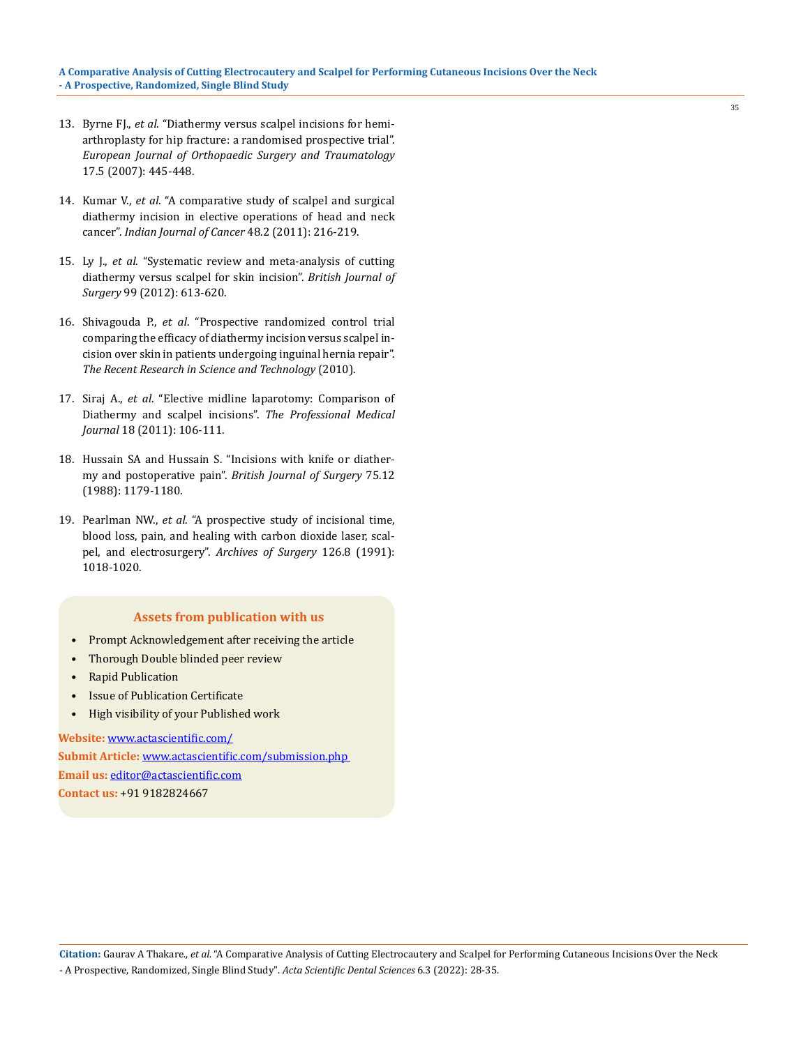13. Byrne FJ., *et al*. "Diathermy versus scalpel incisions for hemi-arthroplasty for hip fracture: a randomised prospective trial". *European Journal of Orthopaedic Surgery and Traumatology* 17.5 (2007): 445-448.

14. Kumar V., *et al*. "A comparative study of scalpel and surgical diathermy incision in elective operations of head and neck cancer". *Indian Journal of Cancer* 48.2 (2011): 216-219.

15. Ly J., *et al*. "Systematic review and meta-analysis of cutting diathermy versus scalpel for skin incision". *British Journal of Surgery* 99 (2012): 613-620.

16. Shivagouda P., *et al*. "Prospective randomized control trial comparing the efficacy of diathermy incision versus scalpel incision over skin in patients undergoing inguinal hernia repair". *The Recent Research in Science and Technology* (2010).

17. Siraj A., *et al*. "Elective midline laparotomy: Comparison of Diathermy and scalpel incisions". *The Professional Medical Journal* 18 (2011): 106-111.

18. Hussain SA and Hussain S. "Incisions with knife or diathermy and postoperative pain". *British Journal of Surgery* 75.12 (1988): 1179-1180.

19. Pearlman NW., *et al*. "A prospective study of incisional time, blood loss, pain, and healing with carbon dioxide laser, scalpel, and electrosurgery". *Archives of Surgery* 126.8 (1991): 1018-1020.

**Assets from publication with us**

- Prompt Acknowledgement after receiving the article
- Thorough Double blinded peer review
- Rapid Publication
- Issue of Publication Certificate
- High visibility of your Published work

**Website:** www.actascientific.com/
**Submit Article:** www.actascientific.com/submission.php
**Email us:** editor@actascientific.com
**Contact us:** +91 9182824667